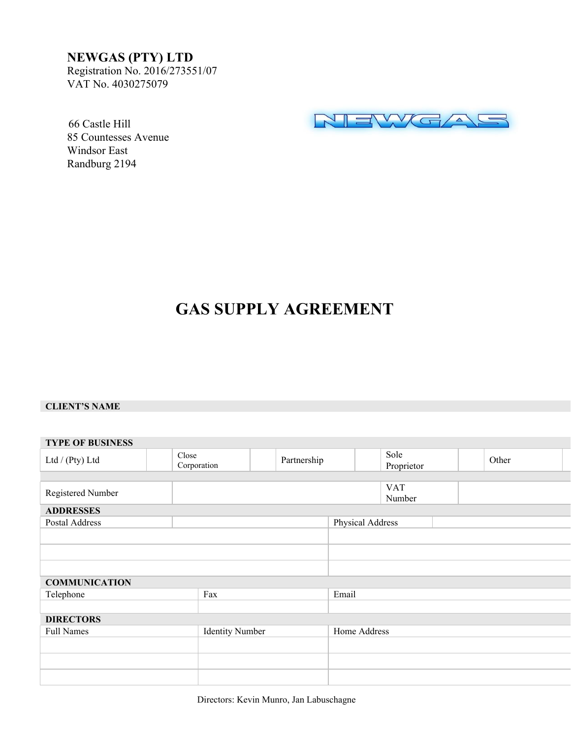**NEWGAS (PTY) LTD**
Registration No. 2016/273551/07
VAT No. 4030275079

66 Castle Hill
85 Countesses Avenue
Windsor East
Randburg 2194

NEWGAS

# GAS SUPPLY AGREEMENT

| **CLIENT'S NAME** | | | | | | | | | |
|---|---|---|---|---|---|---|---|---|---|
| | | | | | | | | | |

| **TYPE OF BUSINESS** | | | | | | | | | |
|---|---|---|---|---|---|---|---|---|---|
| Ltd / (Pty) Ltd | | Close Corporation | | Partnership | | Sole Proprietor | | Other | |

| Registered Number | | VAT Number | |
|---|---|---|---|

| **ADDRESSES** | | | |
|---|---|---|---|
| Postal Address | | Physical Address | |
| | | | |
| | | | |
| | | | |

| **COMMUNICATION** | | |
|---|---|---|
| Telephone | Fax | Email |
| | | |

| **DIRECTORS** | | |
|---|---|---|
| Full Names | Identity Number | Home Address |
| | | |
| | | |
| | | |

Directors: Kevin Munro, Jan Labuschagne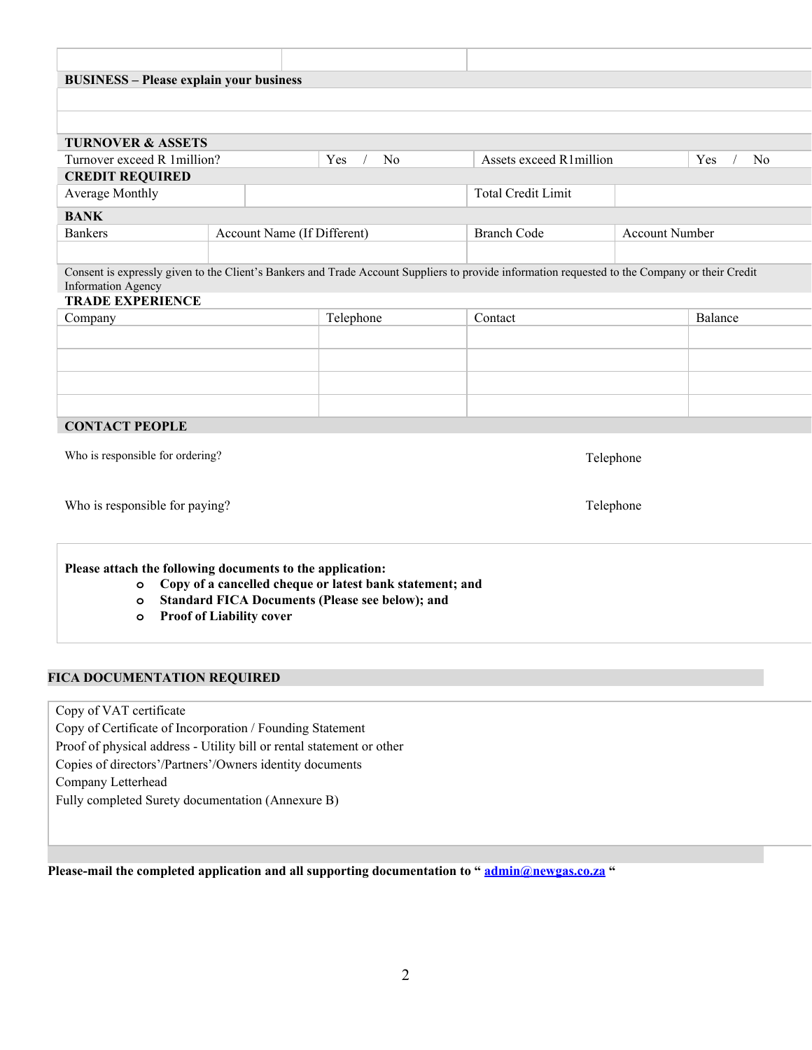| | | |
|---|---|---|
| | | |

| **BUSINESS – Please explain your business** |
|---|
| |
| |

| **TURNOVER & ASSETS** | | | |
|---|---|---|---|
| Turnover exceed R 1million? | Yes / No | Assets exceed R1million | Yes / No |

| **CREDIT REQUIRED** | | | |
|---|---|---|---|
| Average Monthly | | Total Credit Limit | |

| **BANK** | | | |
|---|---|---|---|
| Bankers | Account Name (If Different) | Branch Code | Account Number |
| | | | |

Consent is expressly given to the Client's Bankers and Trade Account Suppliers to provide information requested to the Company or their Credit Information Agency

| **TRADE EXPERIENCE** | | | |
|---|---|---|---|
| Company | Telephone | Contact | Balance |
| | | | |
| | | | |
| | | | |
| | | | |

**CONTACT PEOPLE**

| | |
|---|---|
| Who is responsible for ordering? | Telephone |
| Who is responsible for paying? | Telephone |

**Please attach the following documents to the application:**

- **Copy of a cancelled cheque or latest bank statement; and**
- **Standard FICA Documents (Please see below); and**
- **Proof of Liability cover**

**FICA DOCUMENTATION REQUIRED**

Copy of VAT certificate
Copy of Certificate of Incorporation / Founding Statement
Proof of physical address - Utility bill or rental statement or other
Copies of directors'/Partners'/Owners identity documents
Company Letterhead
Fully completed Surety documentation (Annexure B)

**Please-mail the completed application and all supporting documentation to " admin@newgas.co.za "**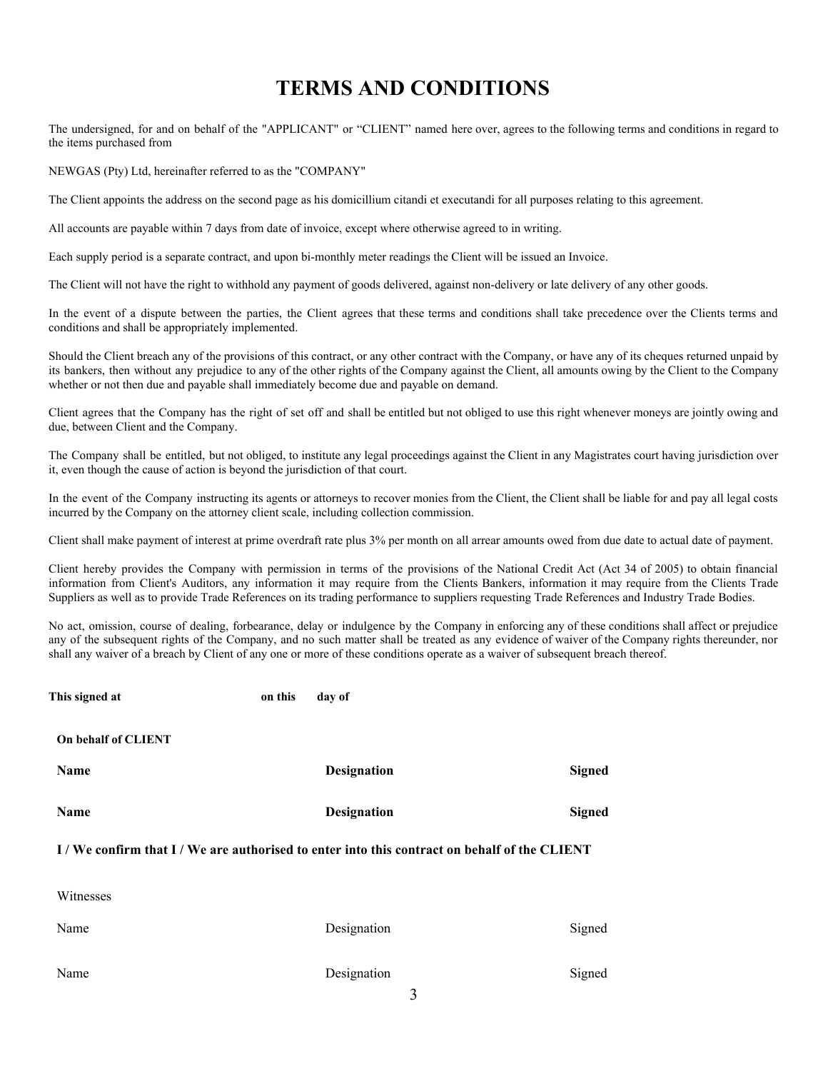# TERMS AND CONDITIONS

The undersigned, for and on behalf of the "APPLICANT" or "CLIENT" named here over, agrees to the following terms and conditions in regard to the items purchased from

NEWGAS (Pty) Ltd, hereinafter referred to as the "COMPANY"

The Client appoints the address on the second page as his domicillium citandi et executandi for all purposes relating to this agreement.

All accounts are payable within 7 days from date of invoice, except where otherwise agreed to in writing.

Each supply period is a separate contract, and upon bi-monthly meter readings the Client will be issued an Invoice.

The Client will not have the right to withhold any payment of goods delivered, against non-delivery or late delivery of any other goods.

In the event of a dispute between the parties, the Client agrees that these terms and conditions shall take precedence over the Clients terms and conditions and shall be appropriately implemented.

Should the Client breach any of the provisions of this contract, or any other contract with the Company, or have any of its cheques returned unpaid by its bankers, then without any prejudice to any of the other rights of the Company against the Client, all amounts owing by the Client to the Company whether or not then due and payable shall immediately become due and payable on demand.

Client agrees that the Company has the right of set off and shall be entitled but not obliged to use this right whenever moneys are jointly owing and due, between Client and the Company.

The Company shall be entitled, but not obliged, to institute any legal proceedings against the Client in any Magistrates court having jurisdiction over it, even though the cause of action is beyond the jurisdiction of that court.

In the event of the Company instructing its agents or attorneys to recover monies from the Client, the Client shall be liable for and pay all legal costs incurred by the Company on the attorney client scale, including collection commission.

Client shall make payment of interest at prime overdraft rate plus 3% per month on all arrear amounts owed from due date to actual date of payment.

Client hereby provides the Company with permission in terms of the provisions of the National Credit Act (Act 34 of 2005) to obtain financial information from Client's Auditors, any information it may require from the Clients Bankers, information it may require from the Clients Trade Suppliers as well as to provide Trade References on its trading performance to suppliers requesting Trade References and Industry Trade Bodies.

No act, omission, course of dealing, forbearance, delay or indulgence by the Company in enforcing any of these conditions shall affect or prejudice any of the subsequent rights of the Company, and no such matter shall be treated as any evidence of waiver of the Company rights thereunder, nor shall any waiver of a breach by Client of any one or more of these conditions operate as a waiver of subsequent breach thereof.

**This signed at** **on this** **day of**

**On behalf of CLIENT**

| **Name** | **Designation** | **Signed** |
|---|---|---|
| **Name** | **Designation** | **Signed** |

**I / We confirm that I / We are authorised to enter into this contract on behalf of the CLIENT**

Witnesses

| Name | Designation | Signed |
|---|---|---|
| Name | Designation | Signed |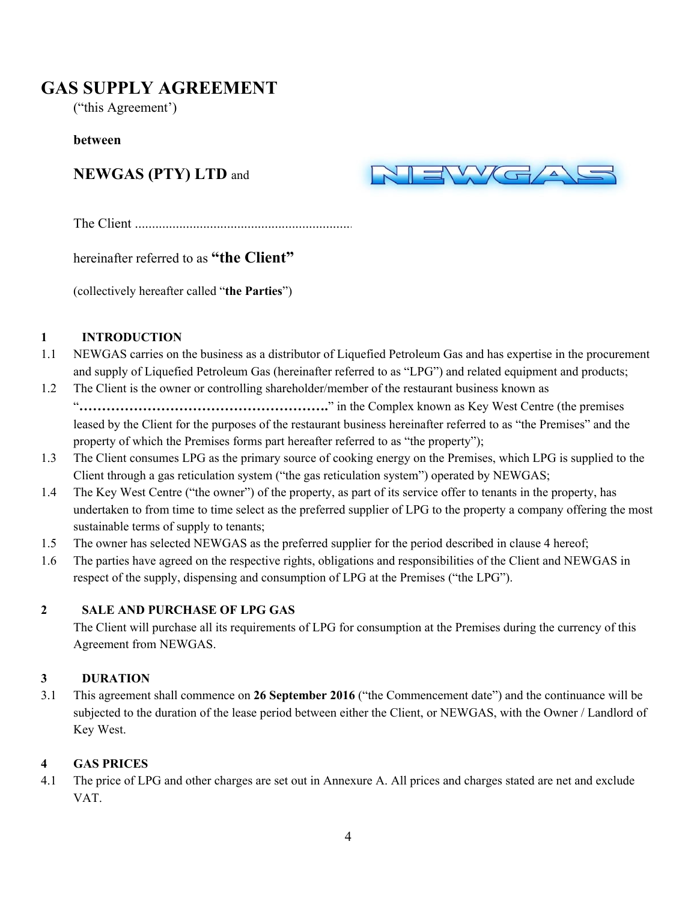# GAS SUPPLY AGREEMENT

("this Agreement')

**between**

**NEWGAS (PTY) LTD** and

The Client ................................................................

hereinafter referred to as **"the Client"**

(collectively hereafter called "**the Parties**")

## 1 INTRODUCTION

1.1 NEWGAS carries on the business as a distributor of Liquefied Petroleum Gas and has expertise in the procurement and supply of Liquefied Petroleum Gas (hereinafter referred to as "LPG") and related equipment and products;

1.2 The Client is the owner or controlling shareholder/member of the restaurant business known as "**……………………………………………….**" in the Complex known as Key West Centre (the premises leased by the Client for the purposes of the restaurant business hereinafter referred to as "the Premises" and the property of which the Premises forms part hereafter referred to as "the property");

1.3 The Client consumes LPG as the primary source of cooking energy on the Premises, which LPG is supplied to the Client through a gas reticulation system ("the gas reticulation system") operated by NEWGAS;

1.4 The Key West Centre ("the owner") of the property, as part of its service offer to tenants in the property, has undertaken to from time to time select as the preferred supplier of LPG to the property a company offering the most sustainable terms of supply to tenants;

1.5 The owner has selected NEWGAS as the preferred supplier for the period described in clause 4 hereof;

1.6 The parties have agreed on the respective rights, obligations and responsibilities of the Client and NEWGAS in respect of the supply, dispensing and consumption of LPG at the Premises ("the LPG").

## 2 SALE AND PURCHASE OF LPG GAS

The Client will purchase all its requirements of LPG for consumption at the Premises during the currency of this Agreement from NEWGAS.

## 3 DURATION

3.1 This agreement shall commence on **26 September 2016** ("the Commencement date") and the continuance will be subjected to the duration of the lease period between either the Client, or NEWGAS, with the Owner / Landlord of Key West.

## 4 GAS PRICES

4.1 The price of LPG and other charges are set out in Annexure A. All prices and charges stated are net and exclude VAT.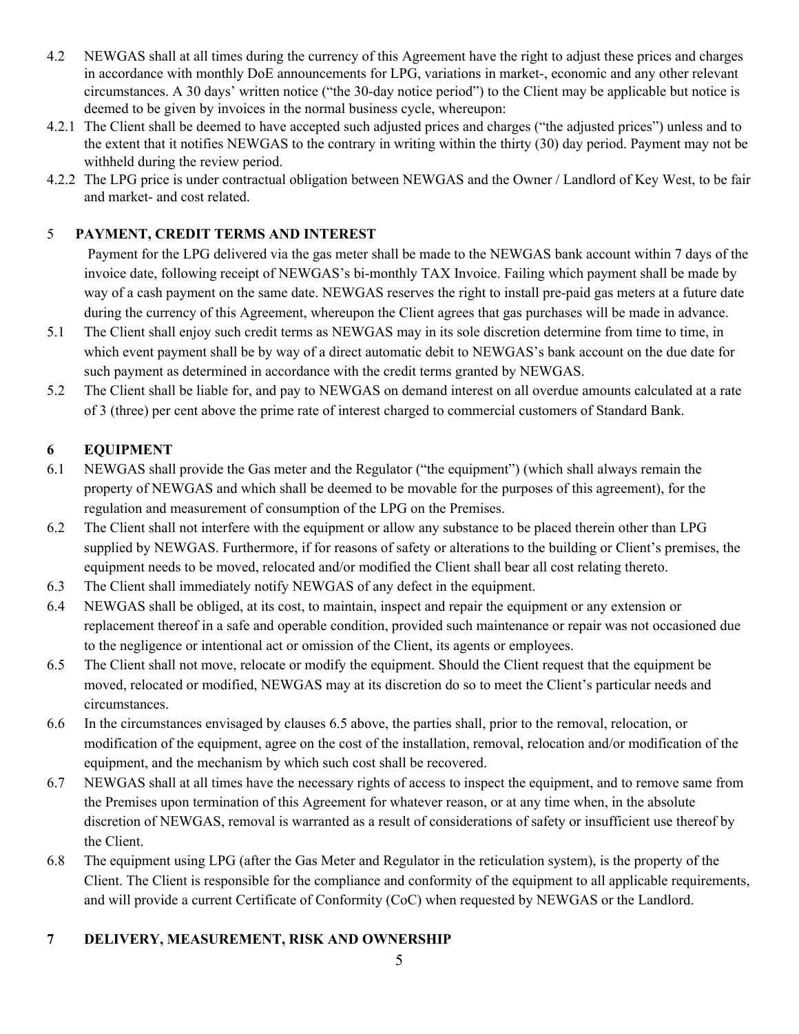4.2 NEWGAS shall at all times during the currency of this Agreement have the right to adjust these prices and charges in accordance with monthly DoE announcements for LPG, variations in market-, economic and any other relevant circumstances. A 30 days' written notice ("the 30-day notice period") to the Client may be applicable but notice is deemed to be given by invoices in the normal business cycle, whereupon:

4.2.1 The Client shall be deemed to have accepted such adjusted prices and charges ("the adjusted prices") unless and to the extent that it notifies NEWGAS to the contrary in writing within the thirty (30) day period. Payment may not be withheld during the review period.

4.2.2 The LPG price is under contractual obligation between NEWGAS and the Owner / Landlord of Key West, to be fair and market- and cost related.

## 5 PAYMENT, CREDIT TERMS AND INTEREST

Payment for the LPG delivered via the gas meter shall be made to the NEWGAS bank account within 7 days of the invoice date, following receipt of NEWGAS's bi-monthly TAX Invoice. Failing which payment shall be made by way of a cash payment on the same date. NEWGAS reserves the right to install pre-paid gas meters at a future date during the currency of this Agreement, whereupon the Client agrees that gas purchases will be made in advance.

5.1 The Client shall enjoy such credit terms as NEWGAS may in its sole discretion determine from time to time, in which event payment shall be by way of a direct automatic debit to NEWGAS's bank account on the due date for such payment as determined in accordance with the credit terms granted by NEWGAS.

5.2 The Client shall be liable for, and pay to NEWGAS on demand interest on all overdue amounts calculated at a rate of 3 (three) per cent above the prime rate of interest charged to commercial customers of Standard Bank.

## 6 EQUIPMENT

6.1 NEWGAS shall provide the Gas meter and the Regulator ("the equipment") (which shall always remain the property of NEWGAS and which shall be deemed to be movable for the purposes of this agreement), for the regulation and measurement of consumption of the LPG on the Premises.

6.2 The Client shall not interfere with the equipment or allow any substance to be placed therein other than LPG supplied by NEWGAS. Furthermore, if for reasons of safety or alterations to the building or Client's premises, the equipment needs to be moved, relocated and/or modified the Client shall bear all cost relating thereto.

6.3 The Client shall immediately notify NEWGAS of any defect in the equipment.

6.4 NEWGAS shall be obliged, at its cost, to maintain, inspect and repair the equipment or any extension or replacement thereof in a safe and operable condition, provided such maintenance or repair was not occasioned due to the negligence or intentional act or omission of the Client, its agents or employees.

6.5 The Client shall not move, relocate or modify the equipment. Should the Client request that the equipment be moved, relocated or modified, NEWGAS may at its discretion do so to meet the Client's particular needs and circumstances.

6.6 In the circumstances envisaged by clauses 6.5 above, the parties shall, prior to the removal, relocation, or modification of the equipment, agree on the cost of the installation, removal, relocation and/or modification of the equipment, and the mechanism by which such cost shall be recovered.

6.7 NEWGAS shall at all times have the necessary rights of access to inspect the equipment, and to remove same from the Premises upon termination of this Agreement for whatever reason, or at any time when, in the absolute discretion of NEWGAS, removal is warranted as a result of considerations of safety or insufficient use thereof by the Client.

6.8 The equipment using LPG (after the Gas Meter and Regulator in the reticulation system), is the property of the Client. The Client is responsible for the compliance and conformity of the equipment to all applicable requirements, and will provide a current Certificate of Conformity (CoC) when requested by NEWGAS or the Landlord.

## 7 DELIVERY, MEASUREMENT, RISK AND OWNERSHIP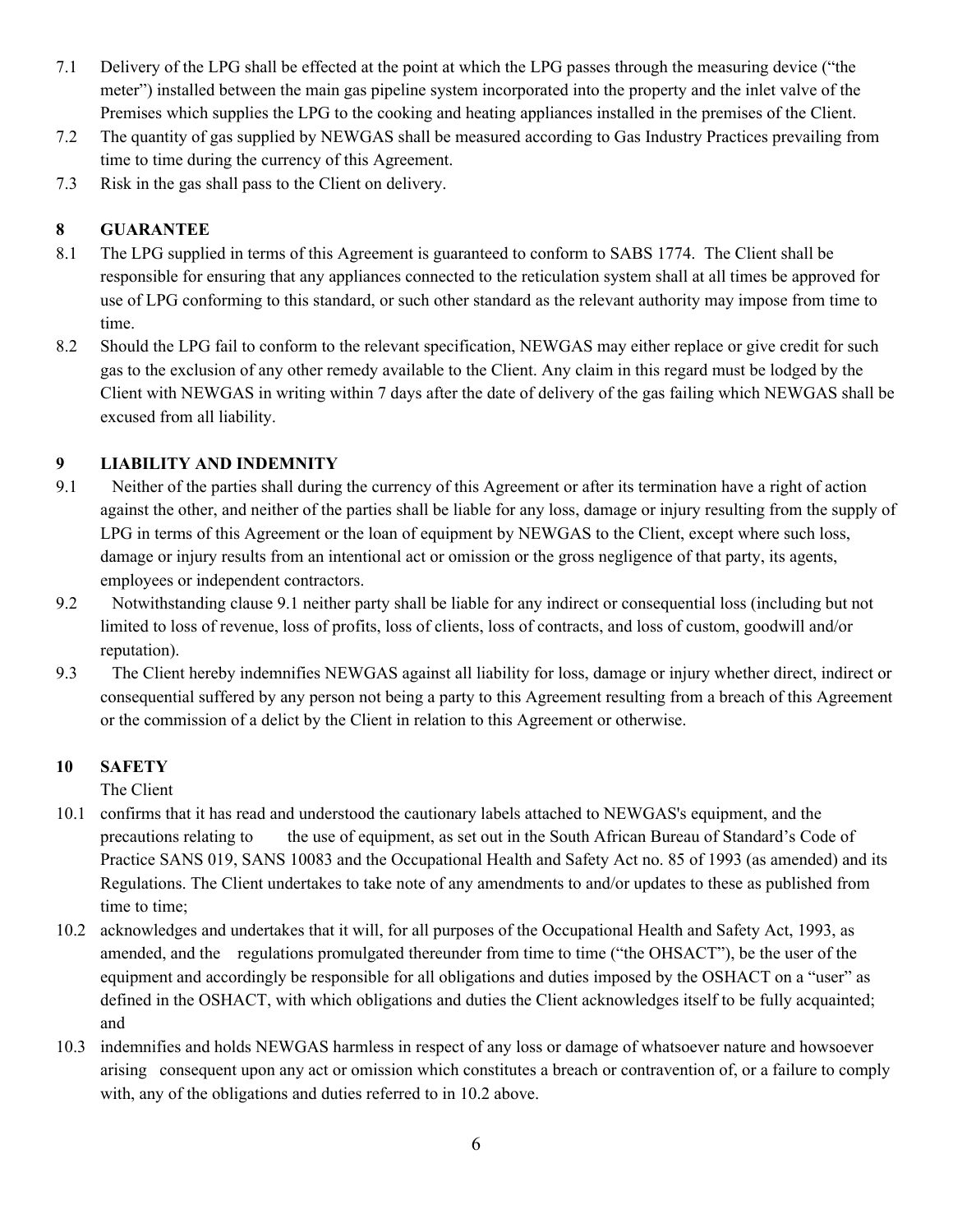7.1 Delivery of the LPG shall be effected at the point at which the LPG passes through the measuring device ("the meter") installed between the main gas pipeline system incorporated into the property and the inlet valve of the Premises which supplies the LPG to the cooking and heating appliances installed in the premises of the Client.

7.2 The quantity of gas supplied by NEWGAS shall be measured according to Gas Industry Practices prevailing from time to time during the currency of this Agreement.

7.3 Risk in the gas shall pass to the Client on delivery.

## 8 GUARANTEE

8.1 The LPG supplied in terms of this Agreement is guaranteed to conform to SABS 1774. The Client shall be responsible for ensuring that any appliances connected to the reticulation system shall at all times be approved for use of LPG conforming to this standard, or such other standard as the relevant authority may impose from time to time.

8.2 Should the LPG fail to conform to the relevant specification, NEWGAS may either replace or give credit for such gas to the exclusion of any other remedy available to the Client. Any claim in this regard must be lodged by the Client with NEWGAS in writing within 7 days after the date of delivery of the gas failing which NEWGAS shall be excused from all liability.

## 9 LIABILITY AND INDEMNITY

9.1 Neither of the parties shall during the currency of this Agreement or after its termination have a right of action against the other, and neither of the parties shall be liable for any loss, damage or injury resulting from the supply of LPG in terms of this Agreement or the loan of equipment by NEWGAS to the Client, except where such loss, damage or injury results from an intentional act or omission or the gross negligence of that party, its agents, employees or independent contractors.

9.2 Notwithstanding clause 9.1 neither party shall be liable for any indirect or consequential loss (including but not limited to loss of revenue, loss of profits, loss of clients, loss of contracts, and loss of custom, goodwill and/or reputation).

9.3 The Client hereby indemnifies NEWGAS against all liability for loss, damage or injury whether direct, indirect or consequential suffered by any person not being a party to this Agreement resulting from a breach of this Agreement or the commission of a delict by the Client in relation to this Agreement or otherwise.

## 10 SAFETY

The Client

10.1 confirms that it has read and understood the cautionary labels attached to NEWGAS's equipment, and the precautions relating to the use of equipment, as set out in the South African Bureau of Standard's Code of Practice SANS 019, SANS 10083 and the Occupational Health and Safety Act no. 85 of 1993 (as amended) and its Regulations. The Client undertakes to take note of any amendments to and/or updates to these as published from time to time;

10.2 acknowledges and undertakes that it will, for all purposes of the Occupational Health and Safety Act, 1993, as amended, and the regulations promulgated thereunder from time to time ("the OHSACT"), be the user of the equipment and accordingly be responsible for all obligations and duties imposed by the OSHACT on a "user" as defined in the OSHACT, with which obligations and duties the Client acknowledges itself to be fully acquainted; and

10.3 indemnifies and holds NEWGAS harmless in respect of any loss or damage of whatsoever nature and howsoever arising consequent upon any act or omission which constitutes a breach or contravention of, or a failure to comply with, any of the obligations and duties referred to in 10.2 above.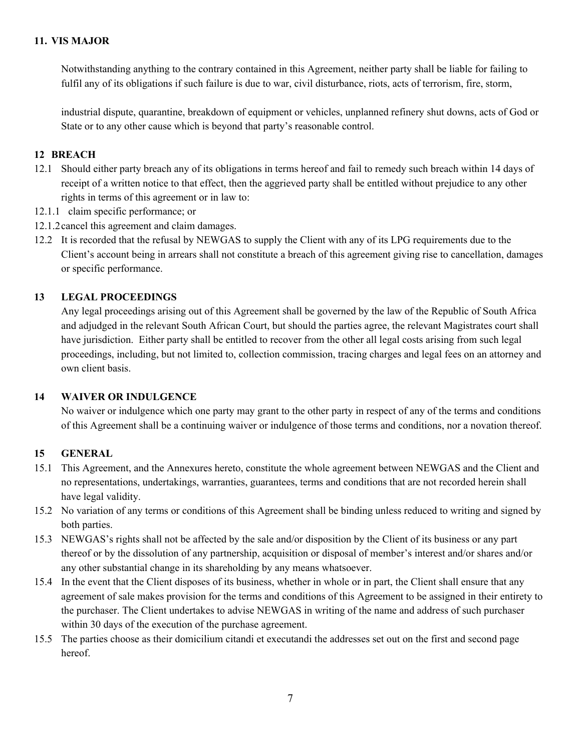## 11. VIS MAJOR

Notwithstanding anything to the contrary contained in this Agreement, neither party shall be liable for failing to fulfil any of its obligations if such failure is due to war, civil disturbance, riots, acts of terrorism, fire, storm,

industrial dispute, quarantine, breakdown of equipment or vehicles, unplanned refinery shut downs, acts of God or State or to any other cause which is beyond that party's reasonable control.

## 12 BREACH

12.1 Should either party breach any of its obligations in terms hereof and fail to remedy such breach within 14 days of receipt of a written notice to that effect, then the aggrieved party shall be entitled without prejudice to any other rights in terms of this agreement or in law to:

12.1.1 claim specific performance; or

12.1.2 cancel this agreement and claim damages.

12.2 It is recorded that the refusal by NEWGAS to supply the Client with any of its LPG requirements due to the Client's account being in arrears shall not constitute a breach of this agreement giving rise to cancellation, damages or specific performance.

## 13 LEGAL PROCEEDINGS

Any legal proceedings arising out of this Agreement shall be governed by the law of the Republic of South Africa and adjudged in the relevant South African Court, but should the parties agree, the relevant Magistrates court shall have jurisdiction. Either party shall be entitled to recover from the other all legal costs arising from such legal proceedings, including, but not limited to, collection commission, tracing charges and legal fees on an attorney and own client basis.

## 14 WAIVER OR INDULGENCE

No waiver or indulgence which one party may grant to the other party in respect of any of the terms and conditions of this Agreement shall be a continuing waiver or indulgence of those terms and conditions, nor a novation thereof.

## 15 GENERAL

15.1 This Agreement, and the Annexures hereto, constitute the whole agreement between NEWGAS and the Client and no representations, undertakings, warranties, guarantees, terms and conditions that are not recorded herein shall have legal validity.

15.2 No variation of any terms or conditions of this Agreement shall be binding unless reduced to writing and signed by both parties.

15.3 NEWGAS's rights shall not be affected by the sale and/or disposition by the Client of its business or any part thereof or by the dissolution of any partnership, acquisition or disposal of member's interest and/or shares and/or any other substantial change in its shareholding by any means whatsoever.

15.4 In the event that the Client disposes of its business, whether in whole or in part, the Client shall ensure that any agreement of sale makes provision for the terms and conditions of this Agreement to be assigned in their entirety to the purchaser. The Client undertakes to advise NEWGAS in writing of the name and address of such purchaser within 30 days of the execution of the purchase agreement.

15.5 The parties choose as their domicilium citandi et executandi the addresses set out on the first and second page hereof.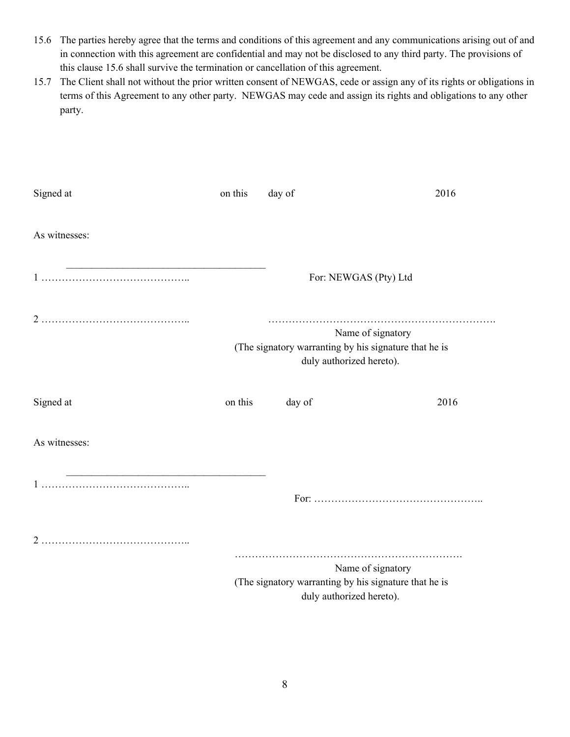15.6 The parties hereby agree that the terms and conditions of this agreement and any communications arising out of and in connection with this agreement are confidential and may not be disclosed to any third party. The provisions of this clause 15.6 shall survive the termination or cancellation of this agreement.

15.7 The Client shall not without the prior written consent of NEWGAS, cede or assign any of its rights or obligations in terms of this Agreement to any other party. NEWGAS may cede and assign its rights and obligations to any other party.

Signed at on this day of 2016

As witnesses:

1 …………………………………….. ______________________________________

For: NEWGAS (Pty) Ltd

2 ……………………………………..

…………………………………………………………

Name of signatory
(The signatory warranting by his signature that he is duly authorized hereto).

Signed at on this day of 2016

As witnesses:

1 …………………………………….. ______________________________________

For: …………………………………………..

2 ……………………………………..

…………………………………………………………

Name of signatory
(The signatory warranting by his signature that he is duly authorized hereto).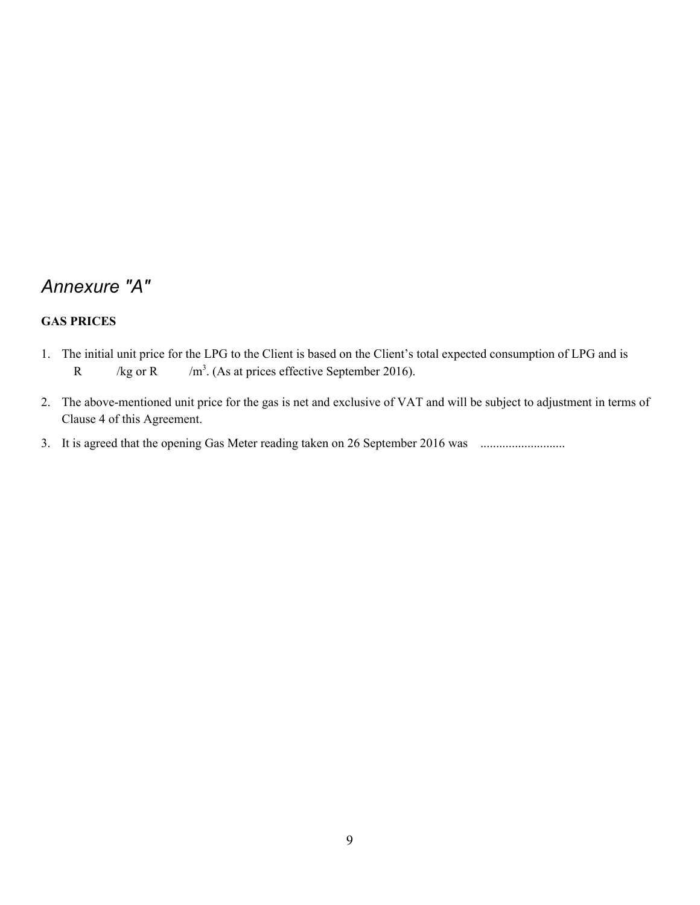## *Annexure "A"*

**GAS PRICES**

1. The initial unit price for the LPG to the Client is based on the Client's total expected consumption of LPG and is R /kg or R /$m^3$. (As at prices effective September 2016).
2. The above-mentioned unit price for the gas is net and exclusive of VAT and will be subject to adjustment in terms of Clause 4 of this Agreement.
3. It is agreed that the opening Gas Meter reading taken on 26 September 2016 was ..........................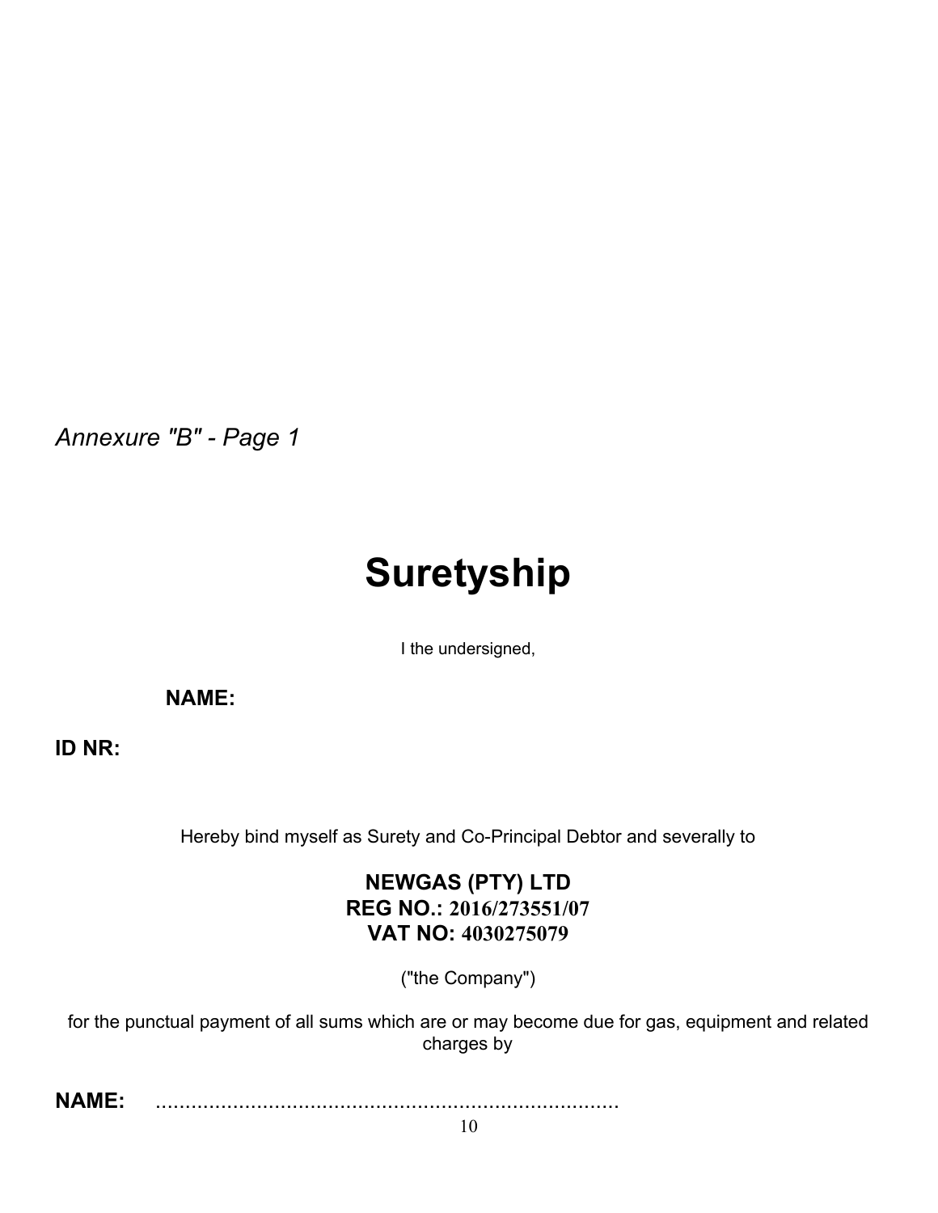*Annexure "B" - Page 1*

# Suretyship

I the undersigned,

**NAME:**

**ID NR:**

Hereby bind myself as Surety and Co-Principal Debtor and severally to

**NEWGAS (PTY) LTD**
**REG NO.: 2016/273551/07**
**VAT NO: 4030275079**

("the Company")

for the punctual payment of all sums which are or may become due for gas, equipment and related charges by

**NAME:** ..............................................................................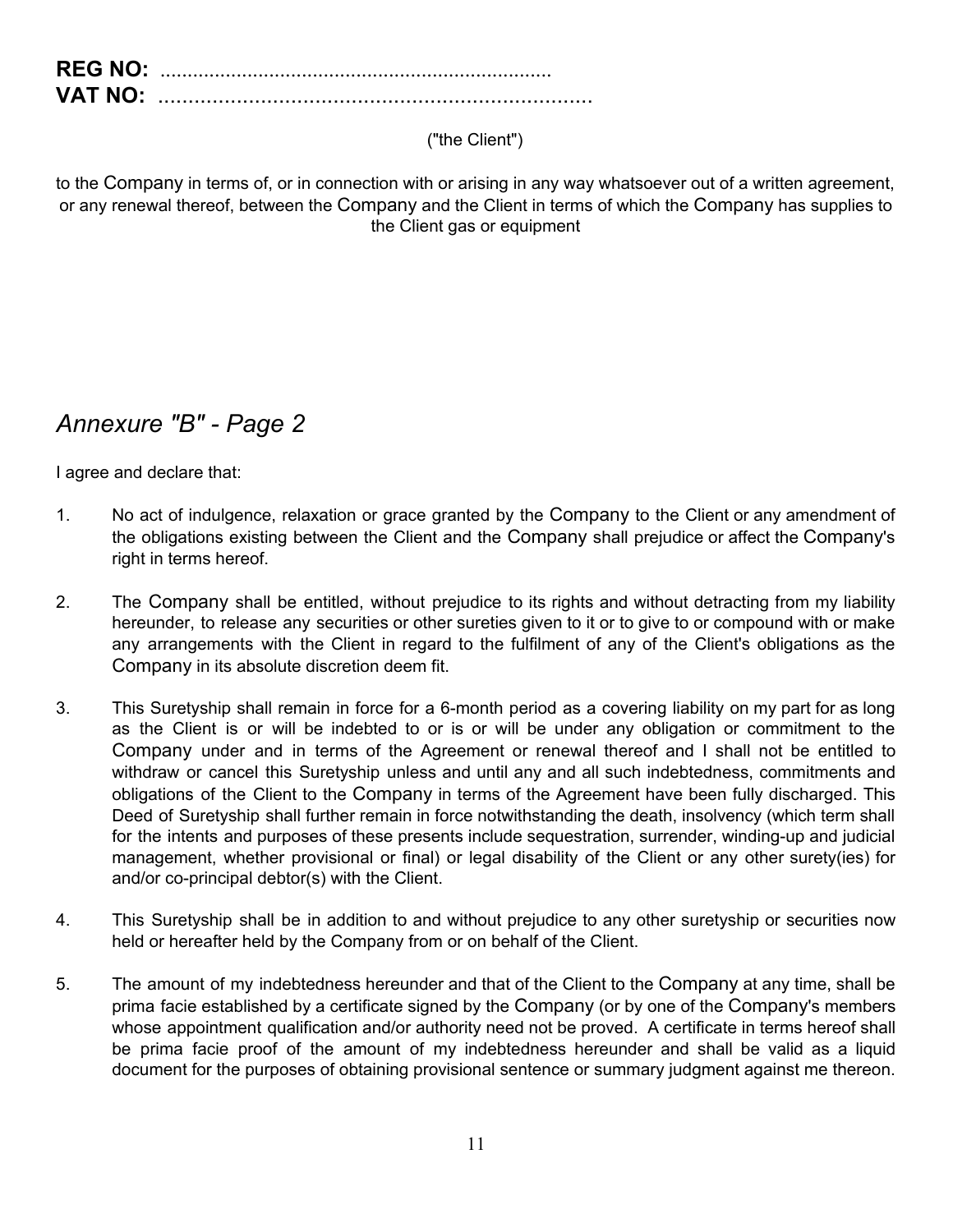**REG NO:** ......................................................................
**VAT NO:** .........................................................................

("the Client")

to the Company in terms of, or in connection with or arising in any way whatsoever out of a written agreement, or any renewal thereof, between the Company and the Client in terms of which the Company has supplies to the Client gas or equipment

## *Annexure "B" - Page 2*

I agree and declare that:

1. No act of indulgence, relaxation or grace granted by the Company to the Client or any amendment of the obligations existing between the Client and the Company shall prejudice or affect the Company's right in terms hereof.

2. The Company shall be entitled, without prejudice to its rights and without detracting from my liability hereunder, to release any securities or other sureties given to it or to give to or compound with or make any arrangements with the Client in regard to the fulfilment of any of the Client's obligations as the Company in its absolute discretion deem fit.

3. This Suretyship shall remain in force for a 6-month period as a covering liability on my part for as long as the Client is or will be indebted to or is or will be under any obligation or commitment to the Company under and in terms of the Agreement or renewal thereof and I shall not be entitled to withdraw or cancel this Suretyship unless and until any and all such indebtedness, commitments and obligations of the Client to the Company in terms of the Agreement have been fully discharged. This Deed of Suretyship shall further remain in force notwithstanding the death, insolvency (which term shall for the intents and purposes of these presents include sequestration, surrender, winding-up and judicial management, whether provisional or final) or legal disability of the Client or any other surety(ies) for and/or co-principal debtor(s) with the Client.

4. This Suretyship shall be in addition to and without prejudice to any other suretyship or securities now held or hereafter held by the Company from or on behalf of the Client.

5. The amount of my indebtedness hereunder and that of the Client to the Company at any time, shall be prima facie established by a certificate signed by the Company (or by one of the Company's members whose appointment qualification and/or authority need not be proved. A certificate in terms hereof shall be prima facie proof of the amount of my indebtedness hereunder and shall be valid as a liquid document for the purposes of obtaining provisional sentence or summary judgment against me thereon.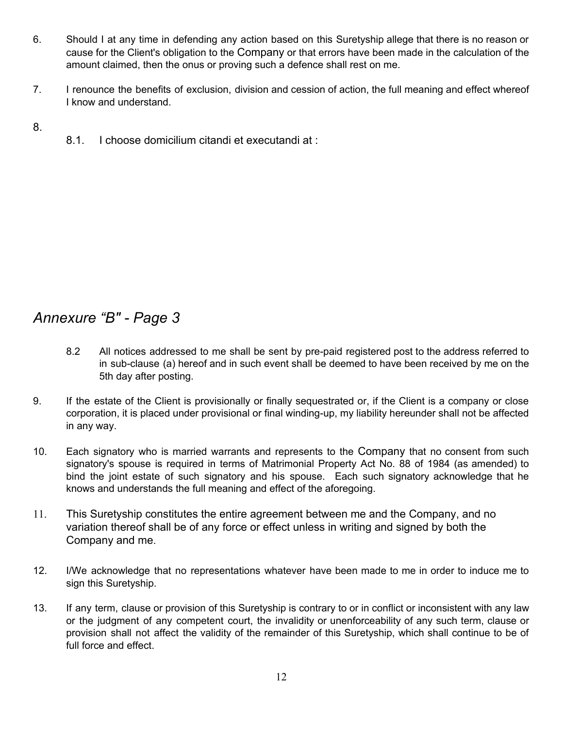6. Should I at any time in defending any action based on this Suretyship allege that there is no reason or cause for the Client's obligation to the Company or that errors have been made in the calculation of the amount claimed, then the onus or proving such a defence shall rest on me.

7. I renounce the benefits of exclusion, division and cession of action, the full meaning and effect whereof I know and understand.

8.

   8.1. I choose domicilium citandi et executandi at :

## *Annexure "B" - Page 3*

   8.2 All notices addressed to me shall be sent by pre-paid registered post to the address referred to in sub-clause (a) hereof and in such event shall be deemed to have been received by me on the 5th day after posting.

9. If the estate of the Client is provisionally or finally sequestrated or, if the Client is a company or close corporation, it is placed under provisional or final winding-up, my liability hereunder shall not be affected in any way.

10. Each signatory who is married warrants and represents to the Company that no consent from such signatory's spouse is required in terms of Matrimonial Property Act No. 88 of 1984 (as amended) to bind the joint estate of such signatory and his spouse. Each such signatory acknowledge that he knows and understands the full meaning and effect of the aforegoing.

11. This Suretyship constitutes the entire agreement between me and the Company, and no variation thereof shall be of any force or effect unless in writing and signed by both the Company and me.

12. I/We acknowledge that no representations whatever have been made to me in order to induce me to sign this Suretyship.

13. If any term, clause or provision of this Suretyship is contrary to or in conflict or inconsistent with any law or the judgment of any competent court, the invalidity or unenforceability of any such term, clause or provision shall not affect the validity of the remainder of this Suretyship, which shall continue to be of full force and effect.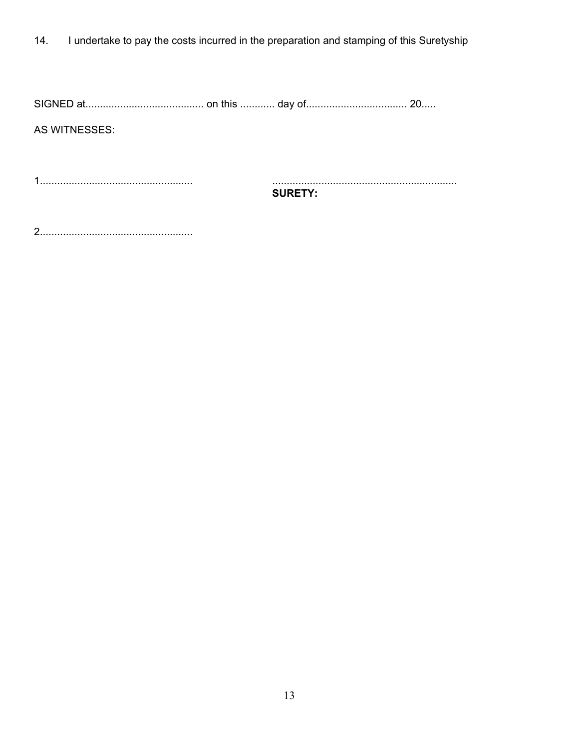14. I undertake to pay the costs incurred in the preparation and stamping of this Suretyship

SIGNED at......................................... on this ............ day of................................... 20.....

AS WITNESSES:

1.....................................................

................................................................
**SURETY:**

2.....................................................